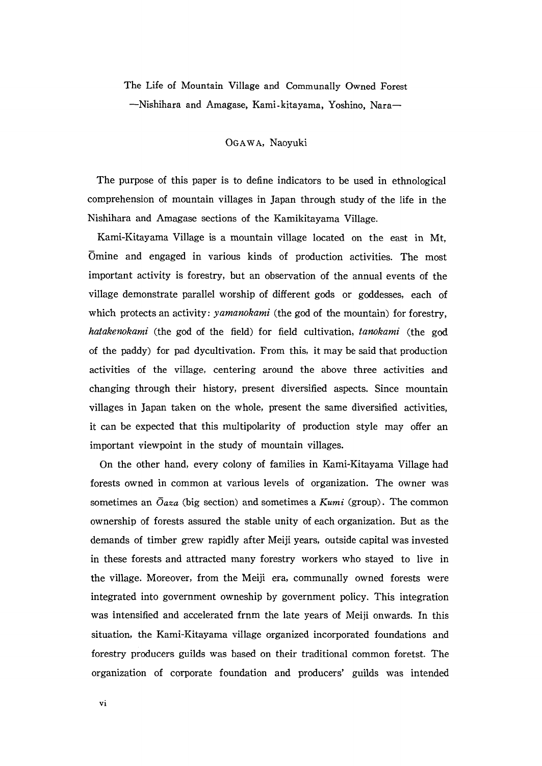# The Life of Mountain Village and Communally Owned Forest

## —Nishihara and Amagase, Kami-kitayama, Yoshino, Nara—

OGAWA, Naoyuki

The purpose of this paper is to define indicators to be used in ethnological comprehension of mountain villages in Japan through study of the life in the Nishihara and Amagase sections of the Kamikitayama Village.

Kami-Kitayama Village is a mountain village located on the east in Mt, Ōmine and engaged in various kinds of production activities. The most important activity is forestry, but an observation of the annual events of the village demonstrate parallel worship of different gods or goddesses, each of which protects an activity: *yamanokami* (the god of the mountain) for forestry, *hatakenokami* (the god of the field) for field cultivation, *tanokami* (the god of the paddy) for pad dycultivation. From this, it may be said that production activities of the village, centering around the above three activities and changing through their history, present diversified aspects. Since mountain villages in Japan taken on the whole, present the same diversified activities, it can be expected that this multipolarity of production style may offer an important viewpoint in the study of mountain villages.

On the other hand, every colony of families in Kami-Kitayama Village had forests owned in common at various levels of organization. The owner was sometimes an *Ōaza* (big section) and sometimes a *Kumi* (group). The common ownership of forests assured the stable unity of each organization. But as the demands of timber grew rapidly after Meiji years, outside capital was invested in these forests and attracted many forestry workers who stayed to live in the village. Moreover, from the Meiji era, communally owned forests were integrated into government owneship by government policy. This integration was intensified and accelerated frnm the late years of Meiji onwards. In this situation, the Kami-Kitayama village organized incorporated foundations and forestry producers guilds was based on their traditional common foretst. The organization of corporate foundation and producers' guilds was intended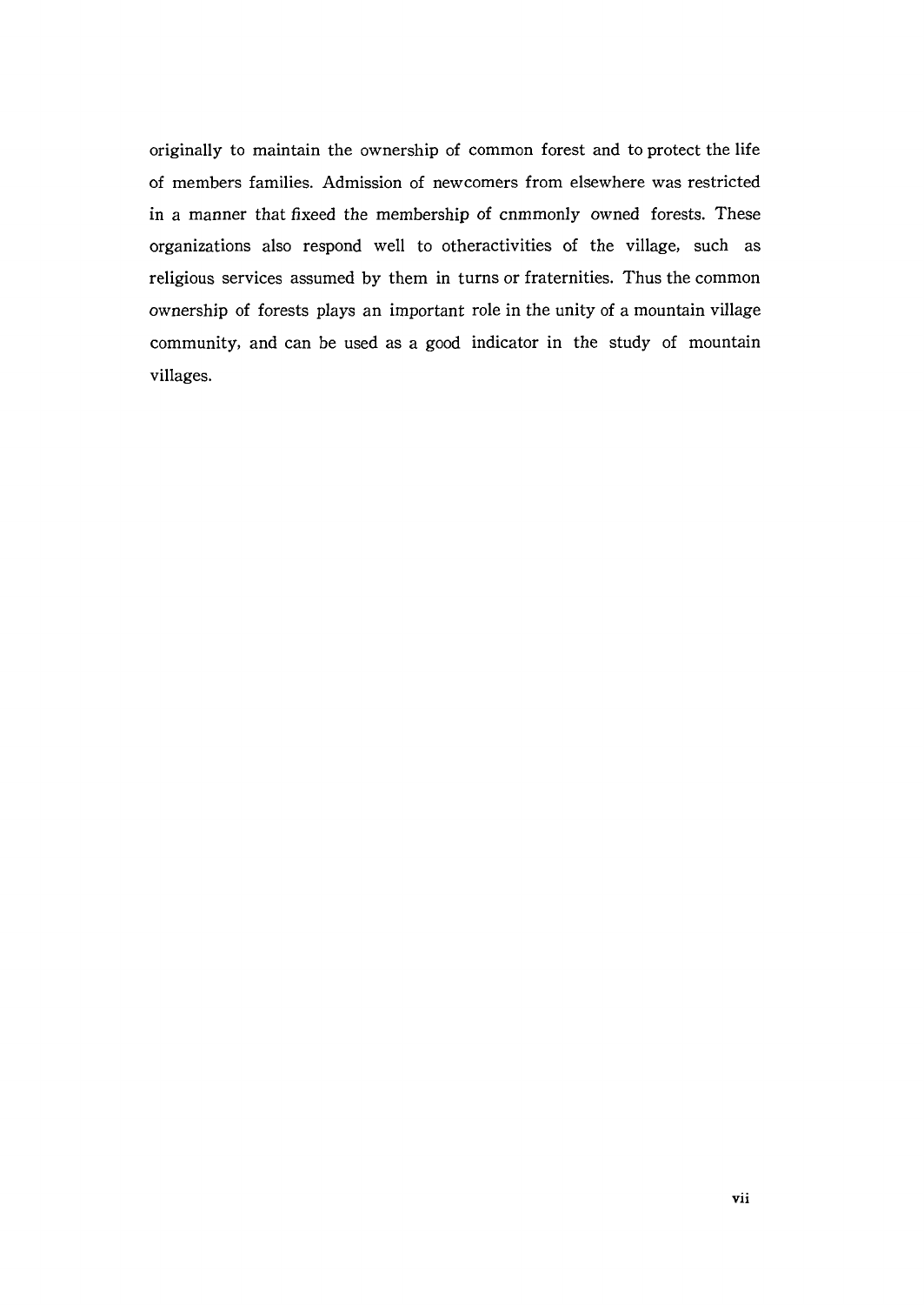originally to maintain the ownership of common forest and to protect the life of members families. Admission of newcomers from elsewhere was restricted in a manner that fixeed the membership of cnmmonly owned forests. These organizations also respond well to otheractivities of the village, such as religious services assumed by them in turns or fraternities. Thus the common ownership of forests plays an important role in the unity of a mountain village community, and can be used as a good indicator in the study of mountain villages.